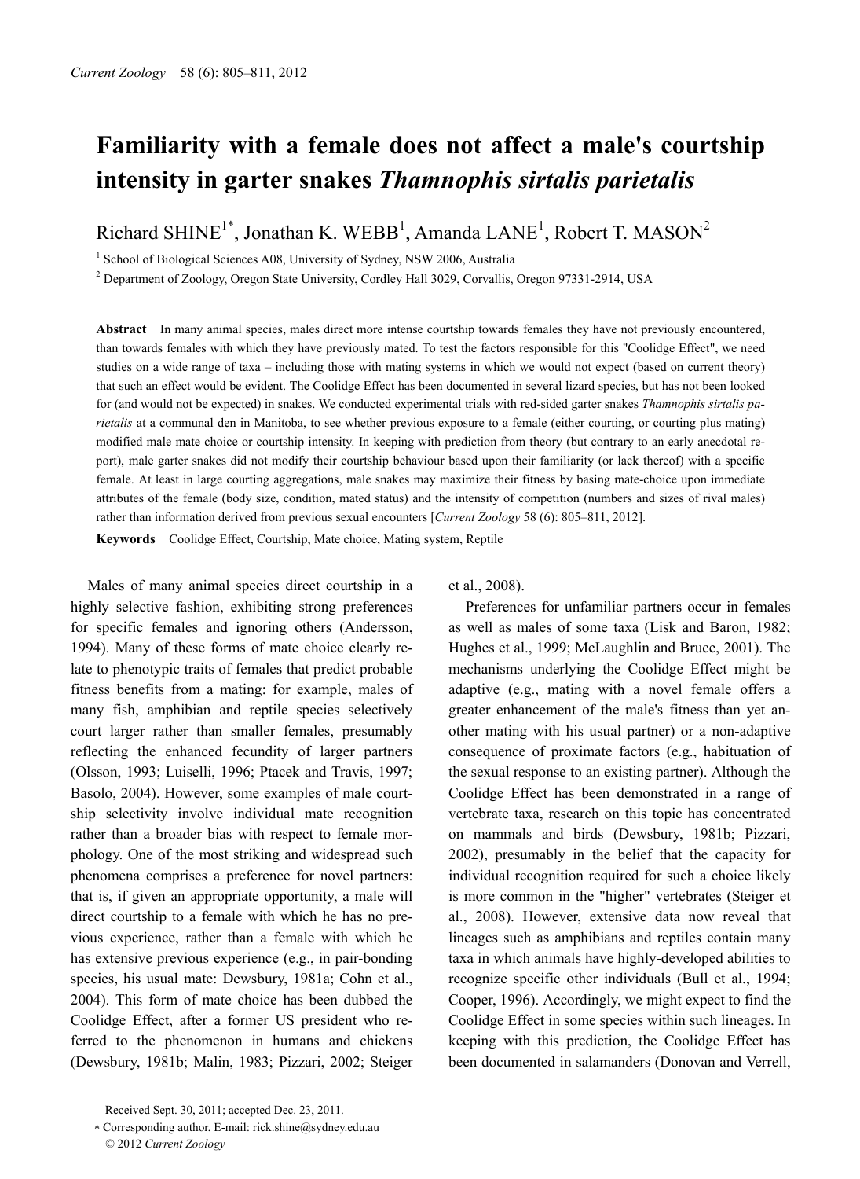# Familiarity with a female does not affect a male's courtship intensity in garter snakes *Thamnophis sirtalis parietalis*

Richard SHINE[1*], Jonathan K. WEBB[1], Amanda LANE[1], Robert T. MASON[2]

[1] School of Biological Sciences A08, University of Sydney, NSW 2006, Australia

[2] Department of Zoology, Oregon State University, Cordley Hall 3029, Corvallis, Oregon 97331-2914, USA

**Abstract** In many animal species, males direct more intense courtship towards females they have not previously encountered, than towards females with which they have previously mated. To test the factors responsible for this "Coolidge Effect", we need studies on a wide range of taxa – including those with mating systems in which we would not expect (based on current theory) that such an effect would be evident. The Coolidge Effect has been documented in several lizard species, but has not been looked for (and would not be expected) in snakes. We conducted experimental trials with red-sided garter snakes *Thamnophis sirtalis parietalis* at a communal den in Manitoba, to see whether previous exposure to a female (either courting, or courting plus mating) modified male mate choice or courtship intensity. In keeping with prediction from theory (but contrary to an early anecdotal report), male garter snakes did not modify their courtship behaviour based upon their familiarity (or lack thereof) with a specific female. At least in large courting aggregations, male snakes may maximize their fitness by basing mate-choice upon immediate attributes of the female (body size, condition, mated status) and the intensity of competition (numbers and sizes of rival males) rather than information derived from previous sexual encounters [*Current Zoology* 58 (6): 805–811, 2012].

**Keywords** Coolidge Effect, Courtship, Mate choice, Mating system, Reptile

Males of many animal species direct courtship in a highly selective fashion, exhibiting strong preferences for specific females and ignoring others (Andersson, 1994). Many of these forms of mate choice clearly relate to phenotypic traits of females that predict probable fitness benefits from a mating: for example, males of many fish, amphibian and reptile species selectively court larger rather than smaller females, presumably reflecting the enhanced fecundity of larger partners (Olsson, 1993; Luiselli, 1996; Ptacek and Travis, 1997; Basolo, 2004). However, some examples of male courtship selectivity involve individual mate recognition rather than a broader bias with respect to female morphology. One of the most striking and widespread such phenomena comprises a preference for novel partners: that is, if given an appropriate opportunity, a male will direct courtship to a female with which he has no previous experience, rather than a female with which he has extensive previous experience (e.g., in pair-bonding species, his usual mate: Dewsbury, 1981a; Cohn et al., 2004). This form of mate choice has been dubbed the Coolidge Effect, after a former US president who referred to the phenomenon in humans and chickens (Dewsbury, 1981b; Malin, 1983; Pizzari, 2002; Steiger et al., 2008).

Preferences for unfamiliar partners occur in females as well as males of some taxa (Lisk and Baron, 1982; Hughes et al., 1999; McLaughlin and Bruce, 2001). The mechanisms underlying the Coolidge Effect might be adaptive (e.g., mating with a novel female offers a greater enhancement of the male's fitness than yet another mating with his usual partner) or a non-adaptive consequence of proximate factors (e.g., habituation of the sexual response to an existing partner). Although the Coolidge Effect has been demonstrated in a range of vertebrate taxa, research on this topic has concentrated on mammals and birds (Dewsbury, 1981b; Pizzari, 2002), presumably in the belief that the capacity for individual recognition required for such a choice likely is more common in the "higher" vertebrates (Steiger et al., 2008). However, extensive data now reveal that lineages such as amphibians and reptiles contain many taxa in which animals have highly-developed abilities to recognize specific other individuals (Bull et al., 1994; Cooper, 1996). Accordingly, we might expect to find the Coolidge Effect in some species within such lineages. In keeping with this prediction, the Coolidge Effect has been documented in salamanders (Donovan and Verrell,

---

Received Sept. 30, 2011; accepted Dec. 23, 2011.

* Corresponding author. E-mail: rick.shine@sydney.edu.au

© 2012 *Current Zoology*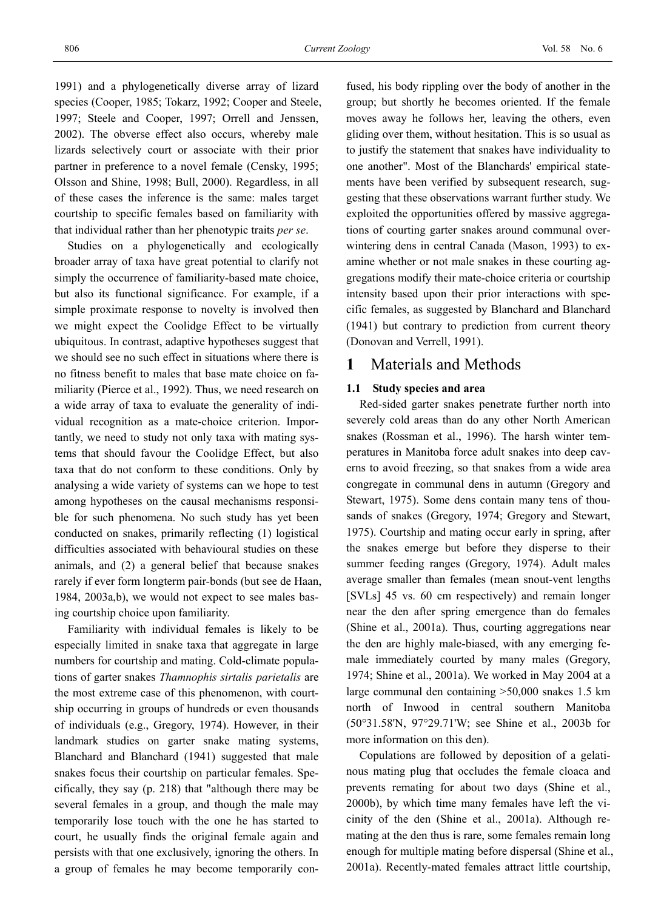1991) and a phylogenetically diverse array of lizard species (Cooper, 1985; Tokarz, 1992; Cooper and Steele, 1997; Steele and Cooper, 1997; Orrell and Jenssen, 2002). The obverse effect also occurs, whereby male lizards selectively court or associate with their prior partner in preference to a novel female (Censky, 1995; Olsson and Shine, 1998; Bull, 2000). Regardless, in all of these cases the inference is the same: males target courtship to specific females based on familiarity with that individual rather than her phenotypic traits *per se*.

Studies on a phylogenetically and ecologically broader array of taxa have great potential to clarify not simply the occurrence of familiarity-based mate choice, but also its functional significance. For example, if a simple proximate response to novelty is involved then we might expect the Coolidge Effect to be virtually ubiquitous. In contrast, adaptive hypotheses suggest that we should see no such effect in situations where there is no fitness benefit to males that base mate choice on familiarity (Pierce et al., 1992). Thus, we need research on a wide array of taxa to evaluate the generality of individual recognition as a mate-choice criterion. Importantly, we need to study not only taxa with mating systems that should favour the Coolidge Effect, but also taxa that do not conform to these conditions. Only by analysing a wide variety of systems can we hope to test among hypotheses on the causal mechanisms responsible for such phenomena. No such study has yet been conducted on snakes, primarily reflecting (1) logistical difficulties associated with behavioural studies on these animals, and (2) a general belief that because snakes rarely if ever form longterm pair-bonds (but see de Haan, 1984, 2003a,b), we would not expect to see males basing courtship choice upon familiarity.

Familiarity with individual females is likely to be especially limited in snake taxa that aggregate in large numbers for courtship and mating. Cold-climate populations of garter snakes *Thamnophis sirtalis parietalis* are the most extreme case of this phenomenon, with courtship occurring in groups of hundreds or even thousands of individuals (e.g., Gregory, 1974). However, in their landmark studies on garter snake mating systems, Blanchard and Blanchard (1941) suggested that male snakes focus their courtship on particular females. Specifically, they say (p. 218) that "although there may be several females in a group, and though the male may temporarily lose touch with the one he has started to court, he usually finds the original female again and persists with that one exclusively, ignoring the others. In a group of females he may become temporarily confused, his body rippling over the body of another in the group; but shortly he becomes oriented. If the female moves away he follows her, leaving the others, even gliding over them, without hesitation. This is so usual as to justify the statement that snakes have individuality to one another". Most of the Blanchards' empirical statements have been verified by subsequent research, suggesting that these observations warrant further study. We exploited the opportunities offered by massive aggregations of courting garter snakes around communal overwintering dens in central Canada (Mason, 1993) to examine whether or not male snakes in these courting aggregations modify their mate-choice criteria or courtship intensity based upon their prior interactions with specific females, as suggested by Blanchard and Blanchard (1941) but contrary to prediction from current theory (Donovan and Verrell, 1991).

# 1 Materials and Methods

### 1.1 Study species and area

Red-sided garter snakes penetrate further north into severely cold areas than do any other North American snakes (Rossman et al., 1996). The harsh winter temperatures in Manitoba force adult snakes into deep caverns to avoid freezing, so that snakes from a wide area congregate in communal dens in autumn (Gregory and Stewart, 1975). Some dens contain many tens of thousands of snakes (Gregory, 1974; Gregory and Stewart, 1975). Courtship and mating occur early in spring, after the snakes emerge but before they disperse to their summer feeding ranges (Gregory, 1974). Adult males average smaller than females (mean snout-vent lengths [SVLs] 45 vs. 60 cm respectively) and remain longer near the den after spring emergence than do females (Shine et al., 2001a). Thus, courting aggregations near the den are highly male-biased, with any emerging female immediately courted by many males (Gregory, 1974; Shine et al., 2001a). We worked in May 2004 at a large communal den containing >50,000 snakes 1.5 km north of Inwood in central southern Manitoba (50°31.58'N, 97°29.71'W; see Shine et al., 2003b for more information on this den).

Copulations are followed by deposition of a gelatinous mating plug that occludes the female cloaca and prevents remating for about two days (Shine et al., 2000b), by which time many females have left the vicinity of the den (Shine et al., 2001a). Although remating at the den thus is rare, some females remain long enough for multiple mating before dispersal (Shine et al., 2001a). Recently-mated females attract little courtship,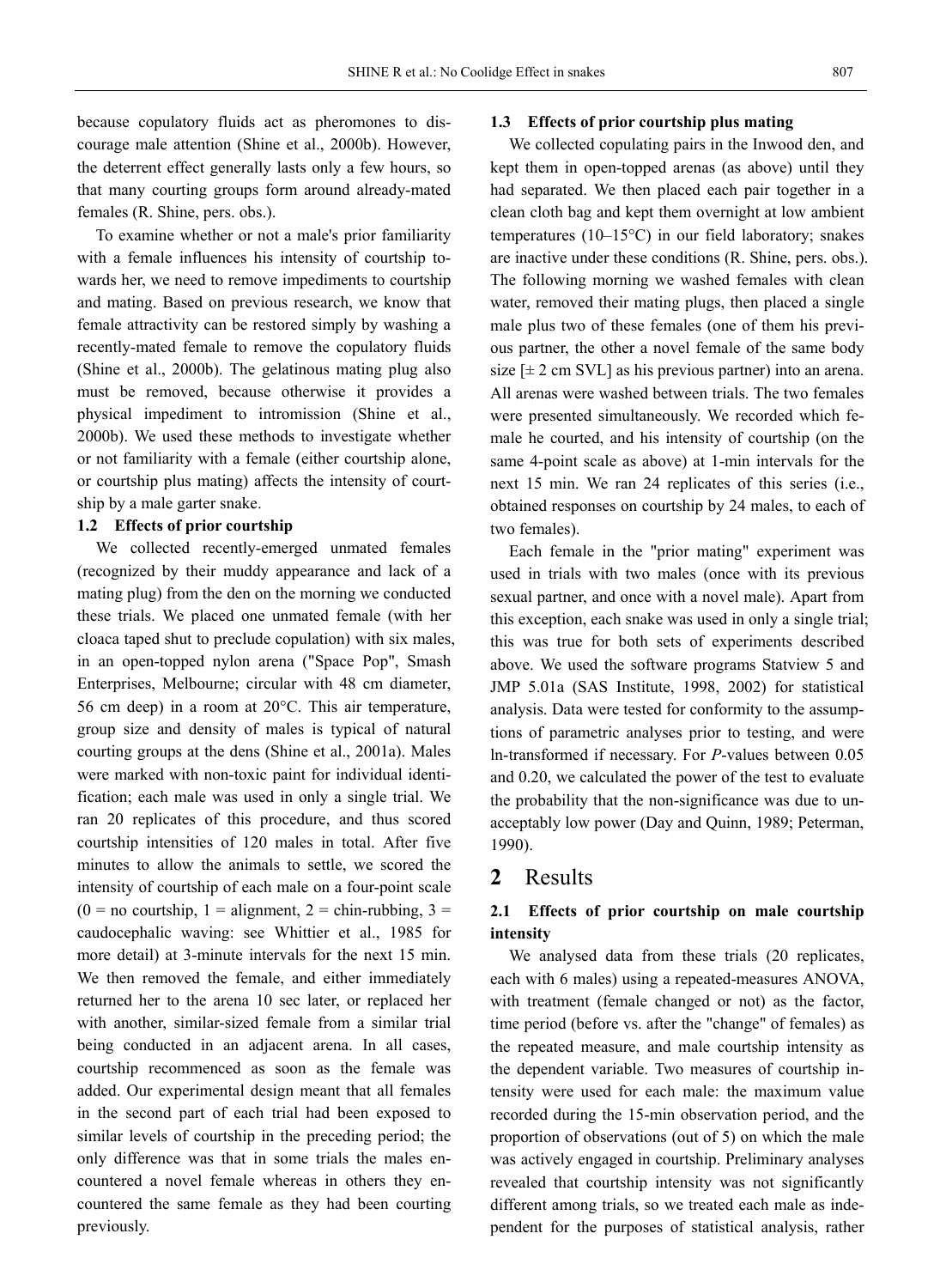because copulatory fluids act as pheromones to discourage male attention (Shine et al., 2000b). However, the deterrent effect generally lasts only a few hours, so that many courting groups form around already-mated females (R. Shine, pers. obs.).

To examine whether or not a male's prior familiarity with a female influences his intensity of courtship towards her, we need to remove impediments to courtship and mating. Based on previous research, we know that female attractivity can be restored simply by washing a recently-mated female to remove the copulatory fluids (Shine et al., 2000b). The gelatinous mating plug also must be removed, because otherwise it provides a physical impediment to intromission (Shine et al., 2000b). We used these methods to investigate whether or not familiarity with a female (either courtship alone, or courtship plus mating) affects the intensity of courtship by a male garter snake.

### 1.2 Effects of prior courtship

We collected recently-emerged unmated females (recognized by their muddy appearance and lack of a mating plug) from the den on the morning we conducted these trials. We placed one unmated female (with her cloaca taped shut to preclude copulation) with six males, in an open-topped nylon arena ("Space Pop", Smash Enterprises, Melbourne; circular with 48 cm diameter, 56 cm deep) in a room at 20°C. This air temperature, group size and density of males is typical of natural courting groups at the dens (Shine et al., 2001a). Males were marked with non-toxic paint for individual identification; each male was used in only a single trial. We ran 20 replicates of this procedure, and thus scored courtship intensities of 120 males in total. After five minutes to allow the animals to settle, we scored the intensity of courtship of each male on a four-point scale (0 = no courtship, 1 = alignment, 2 = chin-rubbing, 3 = caudocephalic waving: see Whittier et al., 1985 for more detail) at 3-minute intervals for the next 15 min. We then removed the female, and either immediately returned her to the arena 10 sec later, or replaced her with another, similar-sized female from a similar trial being conducted in an adjacent arena. In all cases, courtship recommenced as soon as the female was added. Our experimental design meant that all females in the second part of each trial had been exposed to similar levels of courtship in the preceding period; the only difference was that in some trials the males encountered a novel female whereas in others they encountered the same female as they had been courting previously.

### 1.3 Effects of prior courtship plus mating

We collected copulating pairs in the Inwood den, and kept them in open-topped arenas (as above) until they had separated. We then placed each pair together in a clean cloth bag and kept them overnight at low ambient temperatures (10–15°C) in our field laboratory; snakes are inactive under these conditions (R. Shine, pers. obs.). The following morning we washed females with clean water, removed their mating plugs, then placed a single male plus two of these females (one of them his previous partner, the other a novel female of the same body size [± 2 cm SVL] as his previous partner) into an arena. All arenas were washed between trials. The two females were presented simultaneously. We recorded which female he courted, and his intensity of courtship (on the same 4-point scale as above) at 1-min intervals for the next 15 min. We ran 24 replicates of this series (i.e., obtained responses on courtship by 24 males, to each of two females).

Each female in the "prior mating" experiment was used in trials with two males (once with its previous sexual partner, and once with a novel male). Apart from this exception, each snake was used in only a single trial; this was true for both sets of experiments described above. We used the software programs Statview 5 and JMP 5.01a (SAS Institute, 1998, 2002) for statistical analysis. Data were tested for conformity to the assumptions of parametric analyses prior to testing, and were ln-transformed if necessary. For *P*-values between 0.05 and 0.20, we calculated the power of the test to evaluate the probability that the non-significance was due to unacceptably low power (Day and Quinn, 1989; Peterman, 1990).

## 2 Results

### 2.1 Effects of prior courtship on male courtship intensity

We analysed data from these trials (20 replicates, each with 6 males) using a repeated-measures ANOVA, with treatment (female changed or not) as the factor, time period (before vs. after the "change" of females) as the repeated measure, and male courtship intensity as the dependent variable. Two measures of courtship intensity were used for each male: the maximum value recorded during the 15-min observation period, and the proportion of observations (out of 5) on which the male was actively engaged in courtship. Preliminary analyses revealed that courtship intensity was not significantly different among trials, so we treated each male as independent for the purposes of statistical analysis, rather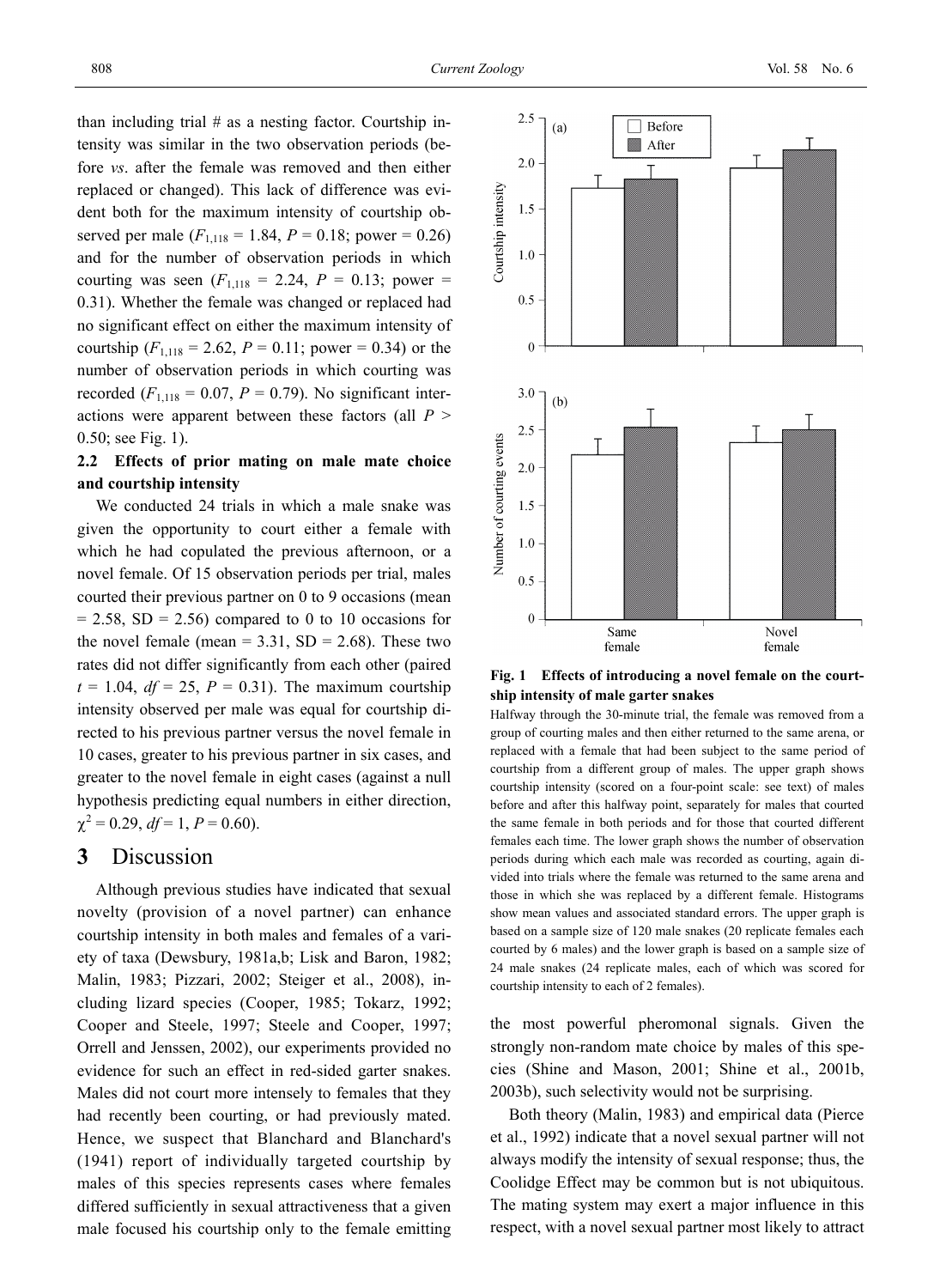than including trial # as a nesting factor. Courtship intensity was similar in the two observation periods (before *vs*. after the female was removed and then either replaced or changed). This lack of difference was evident both for the maximum intensity of courtship observed per male ($F_{1,118}$ = 1.84, $P$ = 0.18; power = 0.26) and for the number of observation periods in which courting was seen ($F_{1,118}$ = 2.24, $P$ = 0.13; power = 0.31). Whether the female was changed or replaced had no significant effect on either the maximum intensity of courtship ($F_{1,118}$ = 2.62, $P$ = 0.11; power = 0.34) or the number of observation periods in which courting was recorded ($F_{1,118}$ = 0.07, $P$ = 0.79). No significant interactions were apparent between these factors (all $P$ > 0.50; see Fig. 1).

### 2.2 Effects of prior mating on male mate choice and courtship intensity

We conducted 24 trials in which a male snake was given the opportunity to court either a female with which he had copulated the previous afternoon, or a novel female. Of 15 observation periods per trial, males courted their previous partner on 0 to 9 occasions (mean = 2.58, SD = 2.56) compared to 0 to 10 occasions for the novel female (mean = 3.31, SD = 2.68). These two rates did not differ significantly from each other (paired $t$ = 1.04, $df$ = 25, $P$ = 0.31). The maximum courtship intensity observed per male was equal for courtship directed to his previous partner versus the novel female in 10 cases, greater to his previous partner in six cases, and greater to the novel female in eight cases (against a null hypothesis predicting equal numbers in either direction, $\chi^2$ = 0.29, $df$ = 1, $P$ = 0.60).

**Fig. 1 Effects of introducing a novel female on the courtship intensity of male garter snakes**

Halfway through the 30-minute trial, the female was removed from a group of courting males and then either returned to the same arena, or replaced with a female that had been subject to the same period of courtship from a different group of males. The upper graph shows courtship intensity (scored on a four-point scale: see text) of males before and after this halfway point, separately for males that courted the same female in both periods and for those that courted different females each time. The lower graph shows the number of observation periods during which each male was recorded as courting, again divided into trials where the female was returned to the same arena and those in which she was replaced by a different female. Histograms show mean values and associated standard errors. The upper graph is based on a sample size of 120 male snakes (20 replicate females each courted by 6 males) and the lower graph is based on a sample size of 24 male snakes (24 replicate males, each of which was scored for courtship intensity to each of 2 females).

## 3 Discussion

Although previous studies have indicated that sexual novelty (provision of a novel partner) can enhance courtship intensity in both males and females of a variety of taxa (Dewsbury, 1981a,b; Lisk and Baron, 1982; Malin, 1983; Pizzari, 2002; Steiger et al., 2008), including lizard species (Cooper, 1985; Tokarz, 1992; Cooper and Steele, 1997; Steele and Cooper, 1997; Orrell and Jenssen, 2002), our experiments provided no evidence for such an effect in red-sided garter snakes. Males did not court more intensely to females that they had recently been courting, or had previously mated. Hence, we suspect that Blanchard and Blanchard's (1941) report of individually targeted courtship by males of this species represents cases where females differed sufficiently in sexual attractiveness that a given male focused his courtship only to the female emitting the most powerful pheromonal signals. Given the strongly non-random mate choice by males of this species (Shine and Mason, 2001; Shine et al., 2001b, 2003b), such selectivity would not be surprising.

Both theory (Malin, 1983) and empirical data (Pierce et al., 1992) indicate that a novel sexual partner will not always modify the intensity of sexual response; thus, the Coolidge Effect may be common but is not ubiquitous. The mating system may exert a major influence in this respect, with a novel sexual partner most likely to attract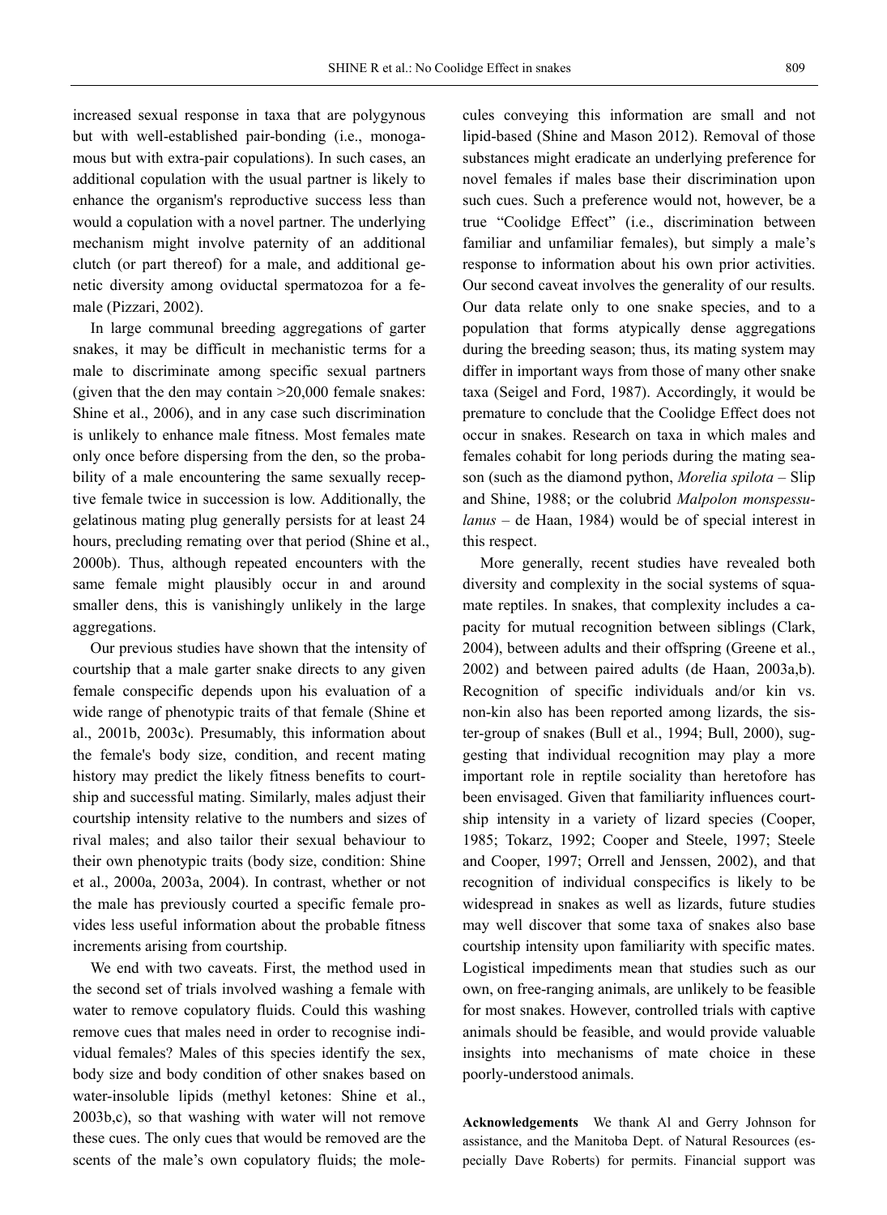increased sexual response in taxa that are polygynous but with well-established pair-bonding (i.e., monogamous but with extra-pair copulations). In such cases, an additional copulation with the usual partner is likely to enhance the organism's reproductive success less than would a copulation with a novel partner. The underlying mechanism might involve paternity of an additional clutch (or part thereof) for a male, and additional genetic diversity among oviductal spermatozoa for a female (Pizzari, 2002).

In large communal breeding aggregations of garter snakes, it may be difficult in mechanistic terms for a male to discriminate among specific sexual partners (given that the den may contain >20,000 female snakes: Shine et al., 2006), and in any case such discrimination is unlikely to enhance male fitness. Most females mate only once before dispersing from the den, so the probability of a male encountering the same sexually receptive female twice in succession is low. Additionally, the gelatinous mating plug generally persists for at least 24 hours, precluding remating over that period (Shine et al., 2000b). Thus, although repeated encounters with the same female might plausibly occur in and around smaller dens, this is vanishingly unlikely in the large aggregations.

Our previous studies have shown that the intensity of courtship that a male garter snake directs to any given female conspecific depends upon his evaluation of a wide range of phenotypic traits of that female (Shine et al., 2001b, 2003c). Presumably, this information about the female's body size, condition, and recent mating history may predict the likely fitness benefits to courtship and successful mating. Similarly, males adjust their courtship intensity relative to the numbers and sizes of rival males; and also tailor their sexual behaviour to their own phenotypic traits (body size, condition: Shine et al., 2000a, 2003a, 2004). In contrast, whether or not the male has previously courted a specific female provides less useful information about the probable fitness increments arising from courtship.

We end with two caveats. First, the method used in the second set of trials involved washing a female with water to remove copulatory fluids. Could this washing remove cues that males need in order to recognise individual females? Males of this species identify the sex, body size and body condition of other snakes based on water-insoluble lipids (methyl ketones: Shine et al., 2003b,c), so that washing with water will not remove these cues. The only cues that would be removed are the scents of the male's own copulatory fluids; the molecules conveying this information are small and not lipid-based (Shine and Mason 2012). Removal of those substances might eradicate an underlying preference for novel females if males base their discrimination upon such cues. Such a preference would not, however, be a true "Coolidge Effect" (i.e., discrimination between familiar and unfamiliar females), but simply a male's response to information about his own prior activities. Our second caveat involves the generality of our results. Our data relate only to one snake species, and to a population that forms atypically dense aggregations during the breeding season; thus, its mating system may differ in important ways from those of many other snake taxa (Seigel and Ford, 1987). Accordingly, it would be premature to conclude that the Coolidge Effect does not occur in snakes. Research on taxa in which males and females cohabit for long periods during the mating season (such as the diamond python, *Morelia spilota* – Slip and Shine, 1988; or the colubrid *Malpolon monspessulanus* – de Haan, 1984) would be of special interest in this respect.

More generally, recent studies have revealed both diversity and complexity in the social systems of squamate reptiles. In snakes, that complexity includes a capacity for mutual recognition between siblings (Clark, 2004), between adults and their offspring (Greene et al., 2002) and between paired adults (de Haan, 2003a,b). Recognition of specific individuals and/or kin vs. non-kin also has been reported among lizards, the sister-group of snakes (Bull et al., 1994; Bull, 2000), suggesting that individual recognition may play a more important role in reptile sociality than heretofore has been envisaged. Given that familiarity influences courtship intensity in a variety of lizard species (Cooper, 1985; Tokarz, 1992; Cooper and Steele, 1997; Steele and Cooper, 1997; Orrell and Jenssen, 2002), and that recognition of individual conspecifics is likely to be widespread in snakes as well as lizards, future studies may well discover that some taxa of snakes also base courtship intensity upon familiarity with specific mates. Logistical impediments mean that studies such as our own, on free-ranging animals, are unlikely to be feasible for most snakes. However, controlled trials with captive animals should be feasible, and would provide valuable insights into mechanisms of mate choice in these poorly-understood animals.

**Acknowledgements** We thank Al and Gerry Johnson for assistance, and the Manitoba Dept. of Natural Resources (especially Dave Roberts) for permits. Financial support was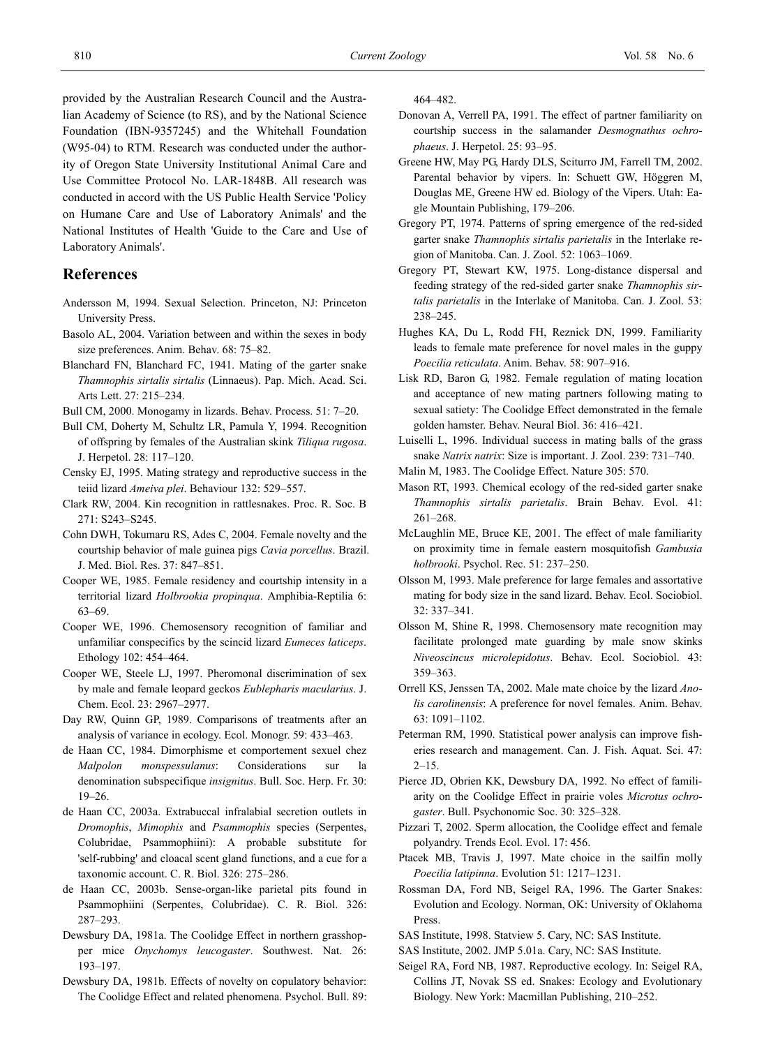provided by the Australian Research Council and the Australian Academy of Science (to RS), and by the National Science Foundation (IBN-9357245) and the Whitehall Foundation (W95-04) to RTM. Research was conducted under the authority of Oregon State University Institutional Animal Care and Use Committee Protocol No. LAR-1848B. All research was conducted in accord with the US Public Health Service 'Policy on Humane Care and Use of Laboratory Animals' and the National Institutes of Health 'Guide to the Care and Use of Laboratory Animals'.

## References

Andersson M, 1994. Sexual Selection. Princeton, NJ: Princeton University Press.

Basolo AL, 2004. Variation between and within the sexes in body size preferences. Anim. Behav. 68: 75–82.

Blanchard FN, Blanchard FC, 1941. Mating of the garter snake *Thamnophis sirtalis sirtalis* (Linnaeus). Pap. Mich. Acad. Sci. Arts Lett. 27: 215–234.

Bull CM, 2000. Monogamy in lizards. Behav. Process. 51: 7–20.

Bull CM, Doherty M, Schultz LR, Pamula Y, 1994. Recognition of offspring by females of the Australian skink *Tiliqua rugosa*. J. Herpetol. 28: 117–120.

Censky EJ, 1995. Mating strategy and reproductive success in the teiid lizard *Ameiva plei*. Behaviour 132: 529–557.

Clark RW, 2004. Kin recognition in rattlesnakes. Proc. R. Soc. B 271: S243–S245.

Cohn DWH, Tokumaru RS, Ades C, 2004. Female novelty and the courtship behavior of male guinea pigs *Cavia porcellus*. Brazil. J. Med. Biol. Res. 37: 847–851.

Cooper WE, 1985. Female residency and courtship intensity in a territorial lizard *Holbrookia propinqua*. Amphibia-Reptilia 6: 63–69.

Cooper WE, 1996. Chemosensory recognition of familiar and unfamiliar conspecifics by the scincid lizard *Eumeces laticeps*. Ethology 102: 454–464.

Cooper WE, Steele LJ, 1997. Pheromonal discrimination of sex by male and female leopard geckos *Eublepharis macularius*. J. Chem. Ecol. 23: 2967–2977.

Day RW, Quinn GP, 1989. Comparisons of treatments after an analysis of variance in ecology. Ecol. Monogr. 59: 433–463.

de Haan CC, 1984. Dimorphisme et comportement sexuel chez *Malpolon monspessulanus*: Considerations sur la denomination subspecifique *insignitus*. Bull. Soc. Herp. Fr. 30: 19–26.

de Haan CC, 2003a. Extrabuccal infralabial secretion outlets in *Dromophis*, *Mimophis* and *Psammophis* species (Serpentes, Colubridae, Psammophiini): A probable substitute for 'self-rubbing' and cloacal scent gland functions, and a cue for a taxonomic account. C. R. Biol. 326: 275–286.

de Haan CC, 2003b. Sense-organ-like parietal pits found in Psammophiini (Serpentes, Colubridae). C. R. Biol. 326: 287–293.

Dewsbury DA, 1981a. The Coolidge Effect in northern grasshopper mice *Onychomys leucogaster*. Southwest. Nat. 26: 193–197.

Dewsbury DA, 1981b. Effects of novelty on copulatory behavior: The Coolidge Effect and related phenomena. Psychol. Bull. 89: 464–482.

Donovan A, Verrell PA, 1991. The effect of partner familiarity on courtship success in the salamander *Desmognathus ochrophaeus*. J. Herpetol. 25: 93–95.

Greene HW, May PG, Hardy DLS, Sciturro JM, Farrell TM, 2002. Parental behavior by vipers. In: Schuett GW, Höggren M, Douglas ME, Greene HW ed. Biology of the Vipers. Utah: Eagle Mountain Publishing, 179–206.

Gregory PT, 1974. Patterns of spring emergence of the red-sided garter snake *Thamnophis sirtalis parietalis* in the Interlake region of Manitoba. Can. J. Zool. 52: 1063–1069.

Gregory PT, Stewart KW, 1975. Long-distance dispersal and feeding strategy of the red-sided garter snake *Thamnophis sirtalis parietalis* in the Interlake of Manitoba. Can. J. Zool. 53: 238–245.

Hughes KA, Du L, Rodd FH, Reznick DN, 1999. Familiarity leads to female mate preference for novel males in the guppy *Poecilia reticulata*. Anim. Behav. 58: 907–916.

Lisk RD, Baron G, 1982. Female regulation of mating location and acceptance of new mating partners following mating to sexual satiety: The Coolidge Effect demonstrated in the female golden hamster. Behav. Neural Biol. 36: 416–421.

Luiselli L, 1996. Individual success in mating balls of the grass snake *Natrix natrix*: Size is important. J. Zool. 239: 731–740.

Malin M, 1983. The Coolidge Effect. Nature 305: 570.

Mason RT, 1993. Chemical ecology of the red-sided garter snake *Thamnophis sirtalis parietalis*. Brain Behav. Evol. 41: 261–268.

McLaughlin ME, Bruce KE, 2001. The effect of male familiarity on proximity time in female eastern mosquitofish *Gambusia holbrooki*. Psychol. Rec. 51: 237–250.

Olsson M, 1993. Male preference for large females and assortative mating for body size in the sand lizard. Behav. Ecol. Sociobiol. 32: 337–341.

Olsson M, Shine R, 1998. Chemosensory mate recognition may facilitate prolonged mate guarding by male snow skinks *Niveoscincus microlepidotus*. Behav. Ecol. Sociobiol. 43: 359–363.

Orrell KS, Jenssen TA, 2002. Male mate choice by the lizard *Anolis carolinensis*: A preference for novel females. Anim. Behav. 63: 1091–1102.

Peterman RM, 1990. Statistical power analysis can improve fisheries research and management. Can. J. Fish. Aquat. Sci. 47: 2–15.

Pierce JD, Obrien KK, Dewsbury DA, 1992. No effect of familiarity on the Coolidge Effect in prairie voles *Microtus ochrogaster*. Bull. Psychonomic Soc. 30: 325–328.

Pizzari T, 2002. Sperm allocation, the Coolidge effect and female polyandry. Trends Ecol. Evol. 17: 456.

Ptacek MB, Travis J, 1997. Mate choice in the sailfin molly *Poecilia latipinna*. Evolution 51: 1217–1231.

Rossman DA, Ford NB, Seigel RA, 1996. The Garter Snakes: Evolution and Ecology. Norman, OK: University of Oklahoma Press.

SAS Institute, 1998. Statview 5. Cary, NC: SAS Institute.

SAS Institute, 2002. JMP 5.01a. Cary, NC: SAS Institute.

Seigel RA, Ford NB, 1987. Reproductive ecology. In: Seigel RA, Collins JT, Novak SS ed. Snakes: Ecology and Evolutionary Biology. New York: Macmillan Publishing, 210–252.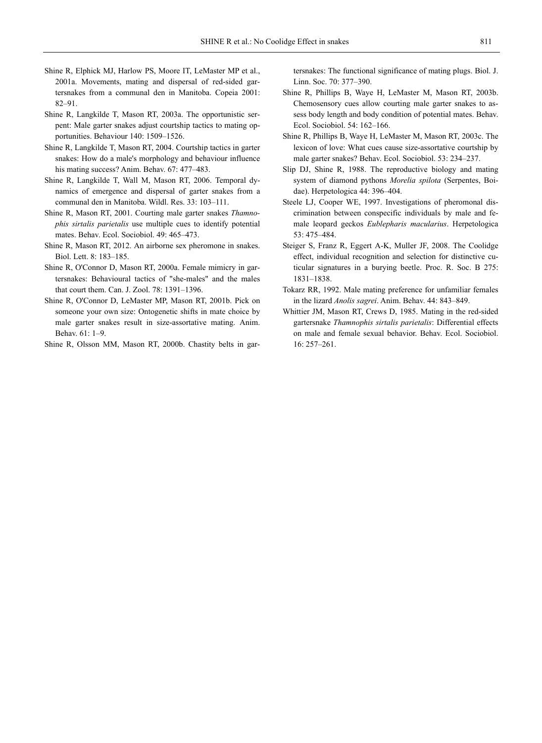Shine R, Elphick MJ, Harlow PS, Moore IT, LeMaster MP et al., 2001a. Movements, mating and dispersal of red-sided gartersnakes from a communal den in Manitoba. Copeia 2001: 82–91.

Shine R, Langkilde T, Mason RT, 2003a. The opportunistic serpent: Male garter snakes adjust courtship tactics to mating opportunities. Behaviour 140: 1509–1526.

Shine R, Langkilde T, Mason RT, 2004. Courtship tactics in garter snakes: How do a male's morphology and behaviour influence his mating success? Anim. Behav. 67: 477–483.

Shine R, Langkilde T, Wall M, Mason RT, 2006. Temporal dynamics of emergence and dispersal of garter snakes from a communal den in Manitoba. Wildl. Res. 33: 103–111.

Shine R, Mason RT, 2001. Courting male garter snakes *Thamnophis sirtalis parietalis* use multiple cues to identify potential mates. Behav. Ecol. Sociobiol. 49: 465–473.

Shine R, Mason RT, 2012. An airborne sex pheromone in snakes. Biol. Lett. 8: 183–185.

Shine R, O'Connor D, Mason RT, 2000a. Female mimicry in gartersnakes: Behavioural tactics of "she-males" and the males that court them. Can. J. Zool. 78: 1391–1396.

Shine R, O'Connor D, LeMaster MP, Mason RT, 2001b. Pick on someone your own size: Ontogenetic shifts in mate choice by male garter snakes result in size-assortative mating. Anim. Behav. 61: 1–9.

Shine R, Olsson MM, Mason RT, 2000b. Chastity belts in gartersnakes: The functional significance of mating plugs. Biol. J. Linn. Soc. 70: 377–390.

Shine R, Phillips B, Waye H, LeMaster M, Mason RT, 2003b. Chemosensory cues allow courting male garter snakes to assess body length and body condition of potential mates. Behav. Ecol. Sociobiol. 54: 162–166.

Shine R, Phillips B, Waye H, LeMaster M, Mason RT, 2003c. The lexicon of love: What cues cause size-assortative courtship by male garter snakes? Behav. Ecol. Sociobiol. 53: 234–237.

Slip DJ, Shine R, 1988. The reproductive biology and mating system of diamond pythons *Morelia spilota* (Serpentes, Boidae). Herpetologica 44: 396–404.

Steele LJ, Cooper WE, 1997. Investigations of pheromonal discrimination between conspecific individuals by male and female leopard geckos *Eublepharis macularius*. Herpetologica 53: 475–484.

Steiger S, Franz R, Eggert A-K, Muller JF, 2008. The Coolidge effect, individual recognition and selection for distinctive cuticular signatures in a burying beetle. Proc. R. Soc. B 275: 1831–1838.

Tokarz RR, 1992. Male mating preference for unfamiliar females in the lizard *Anolis sagrei*. Anim. Behav. 44: 843–849.

Whittier JM, Mason RT, Crews D, 1985. Mating in the red-sided gartersnake *Thamnophis sirtalis parietalis*: Differential effects on male and female sexual behavior. Behav. Ecol. Sociobiol. 16: 257–261.